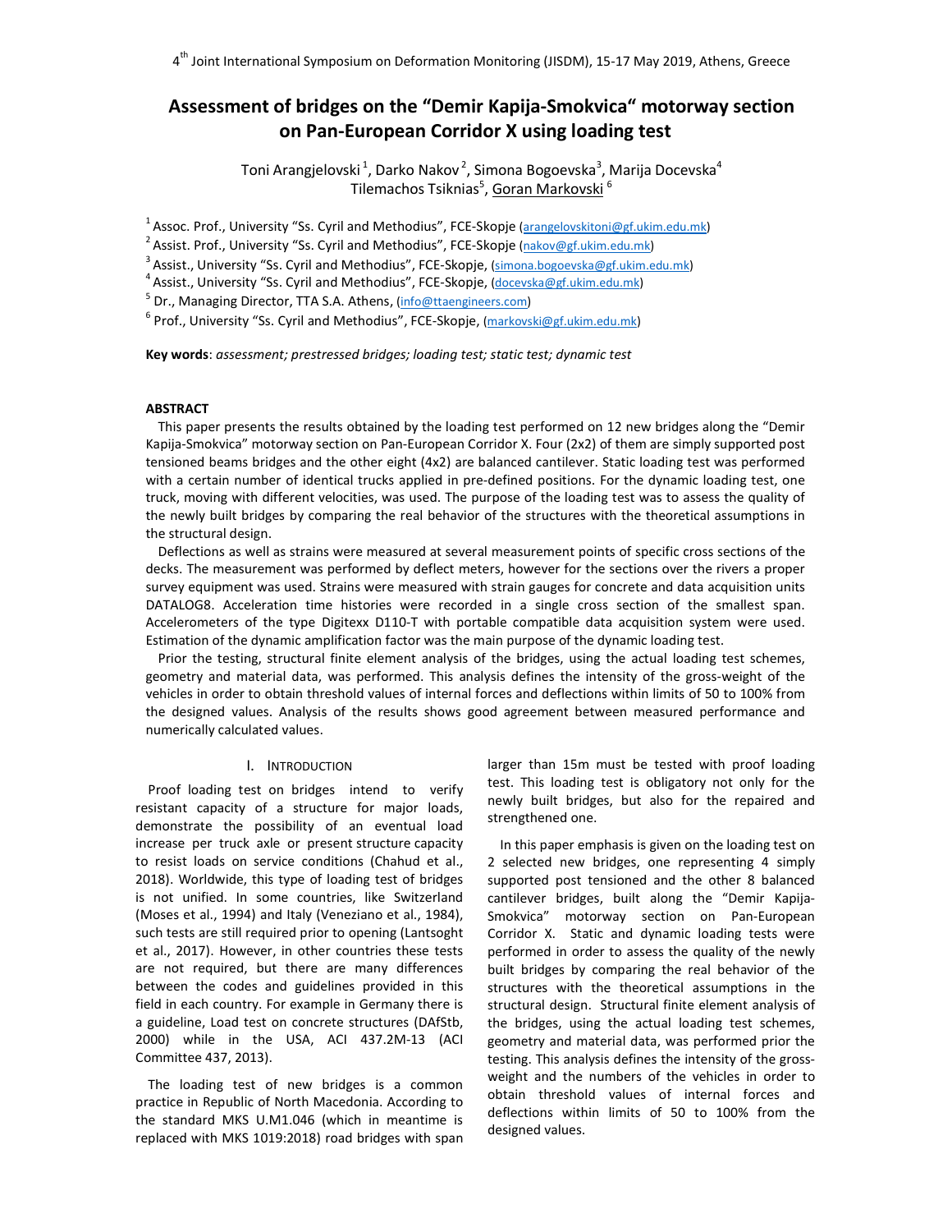# Assessment of bridges on the "Demir Kapija-Smokvica" motorway section on Pan-European Corridor X using loading test

Toni Arangjelovski [1], Darko Nakov [2], Simona Bogoevska [3], Marija Docevska [4]
Tilemachos Tsiknias [5], Goran Markovski [6]

[1] Assoc. Prof., University "Ss. Cyril and Methodius", FCE-Skopje (arangelovskitoni@gf.ukim.edu.mk)

[2] Assist. Prof., University "Ss. Cyril and Methodius", FCE-Skopje (nakov@gf.ukim.edu.mk)

[3] Assist., University "Ss. Cyril and Methodius", FCE-Skopje, (simona.bogoevska@gf.ukim.edu.mk)

[4] Assist., University "Ss. Cyril and Methodius", FCE-Skopje, (docevska@gf.ukim.edu.mk)

[5] Dr., Managing Director, TTA S.A. Athens, (info@ttaengineers.com)

[6] Prof., University "Ss. Cyril and Methodius", FCE-Skopje, (markovski@gf.ukim.edu.mk)

**Key words**: *assessment; prestressed bridges; loading test; static test; dynamic test*

## ABSTRACT

This paper presents the results obtained by the loading test performed on 12 new bridges along the "Demir Kapija-Smokvica" motorway section on Pan-European Corridor X. Four (2x2) of them are simply supported post tensioned beams bridges and the other eight (4x2) are balanced cantilever. Static loading test was performed with a certain number of identical trucks applied in pre-defined positions. For the dynamic loading test, one truck, moving with different velocities, was used. The purpose of the loading test was to assess the quality of the newly built bridges by comparing the real behavior of the structures with the theoretical assumptions in the structural design.

Deflections as well as strains were measured at several measurement points of specific cross sections of the decks. The measurement was performed by deflect meters, however for the sections over the rivers a proper survey equipment was used. Strains were measured with strain gauges for concrete and data acquisition units DATALOG8. Acceleration time histories were recorded in a single cross section of the smallest span. Accelerometers of the type Digitexx D110-T with portable compatible data acquisition system were used. Estimation of the dynamic amplification factor was the main purpose of the dynamic loading test.

Prior the testing, structural finite element analysis of the bridges, using the actual loading test schemes, geometry and material data, was performed. This analysis defines the intensity of the gross-weight of the vehicles in order to obtain threshold values of internal forces and deflections within limits of 50 to 100% from the designed values. Analysis of the results shows good agreement between measured performance and numerically calculated values.

## I. INTRODUCTION

Proof loading test on bridges intend to verify resistant capacity of a structure for major loads, demonstrate the possibility of an eventual load increase per truck axle or present structure capacity to resist loads on service conditions (Chahud et al., 2018). Worldwide, this type of loading test of bridges is not unified. In some countries, like Switzerland (Moses et al., 1994) and Italy (Veneziano et al., 1984), such tests are still required prior to opening (Lantsoght et al., 2017). However, in other countries these tests are not required, but there are many differences between the codes and guidelines provided in this field in each country. For example in Germany there is a guideline, Load test on concrete structures (DAfStb, 2000) while in the USA, ACI 437.2M-13 (ACI Committee 437, 2013).

The loading test of new bridges is a common practice in Republic of North Macedonia. According to the standard MKS U.M1.046 (which in meantime is replaced with MKS 1019:2018) road bridges with span larger than 15m must be tested with proof loading test. This loading test is obligatory not only for the newly built bridges, but also for the repaired and strengthened one.

In this paper emphasis is given on the loading test on 2 selected new bridges, one representing 4 simply supported post tensioned and the other 8 balanced cantilever bridges, built along the "Demir Kapija-Smokvica" motorway section on Pan-European Corridor X. Static and dynamic loading tests were performed in order to assess the quality of the newly built bridges by comparing the real behavior of the structures with the theoretical assumptions in the structural design. Structural finite element analysis of the bridges, using the actual loading test schemes, geometry and material data, was performed prior the testing. This analysis defines the intensity of the gross-weight and the numbers of the vehicles in order to obtain threshold values of internal forces and deflections within limits of 50 to 100% from the designed values.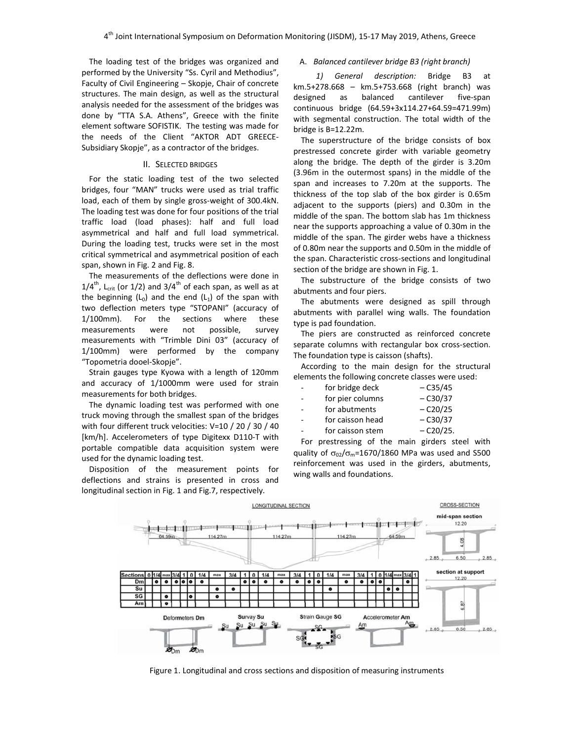The loading test of the bridges was organized and performed by the University "Ss. Cyril and Methodius", Faculty of Civil Engineering – Skopje, Chair of concrete structures. The main design, as well as the structural analysis needed for the assessment of the bridges was done by "TTA S.A. Athens", Greece with the finite element software SOFISTIK. The testing was made for the needs of the Client "AKTOR ADT GREECE-Subsidiary Skopje", as a contractor of the bridges.

## II. Selected Bridges

For the static loading test of the two selected bridges, four "MAN" trucks were used as trial traffic load, each of them by single gross-weight of 300.4kN. The loading test was done for four positions of the trial traffic load (load phases): half and full load asymmetrical and half and full load symmetrical. During the loading test, trucks were set in the most critical symmetrical and asymmetrical position of each span, shown in Fig. 2 and Fig. 8.

The measurements of the deflections were done in $1/4^{th}$, $L_{crit}$ (or 1/2) and $3/4^{th}$ of each span, as well as at the beginning ($L_0$) and the end ($L_1$) of the span with two deflection meters type "STOPANI" (accuracy of 1/100mm). For the sections where these measurements were not possible, survey measurements with "Trimble Dini 03" (accuracy of 1/100mm) were performed by the company "Topometria dooel-Skopje".

Strain gauges type Kyowa with a length of 120mm and accuracy of 1/1000mm were used for strain measurements for both bridges.

The dynamic loading test was performed with one truck moving through the smallest span of the bridges with four different truck velocities: V=10 / 20 / 30 / 40 [km/h]. Accelerometers of type Digitexx D110-T with portable compatible data acquisition system were used for the dynamic loading test.

Disposition of the measurement points for deflections and strains is presented in cross and longitudinal section in Fig. 1 and Fig.7, respectively.

### A. *Balanced cantilever bridge B3 (right branch)*

*1) General description:* Bridge B3 at km.5+278.668 – km.5+753.668 (right branch) was designed as balanced cantilever five-span continuous bridge (64.59+3x114.27+64.59=471.99m) with segmental construction. The total width of the bridge is B=12.22m.

The superstructure of the bridge consists of box prestressed concrete girder with variable geometry along the bridge. The depth of the girder is 3.20m (3.96m in the outermost spans) in the middle of the span and increases to 7.20m at the supports. The thickness of the top slab of the box girder is 0.65m adjacent to the supports (piers) and 0.30m in the middle of the span. The bottom slab has 1m thickness near the supports approaching a value of 0.30m in the middle of the span. The girder webs have a thickness of 0.80m near the supports and 0.50m in the middle of the span. Characteristic cross-sections and longitudinal section of the bridge are shown in Fig. 1.

The substructure of the bridge consists of two abutments and four piers.

The abutments were designed as spill through abutments with parallel wing walls. The foundation type is pad foundation.

The piers are constructed as reinforced concrete separate columns with rectangular box cross-section. The foundation type is caisson (shafts).

According to the main design for the structural elements the following concrete classes were used:

- for bridge deck – C35/45
- for pier columns – C30/37
- for abutments – C20/25
- for caisson head – C30/37
- for caisson stem – C20/25.

For prestressing of the main girders steel with quality of $\sigma_{02}/\sigma_m$=1670/1860 MPa was used and S500 reinforcement was used in the girders, abutments, wing walls and foundations.

Figure 1. Longitudinal and cross sections and disposition of measuring instruments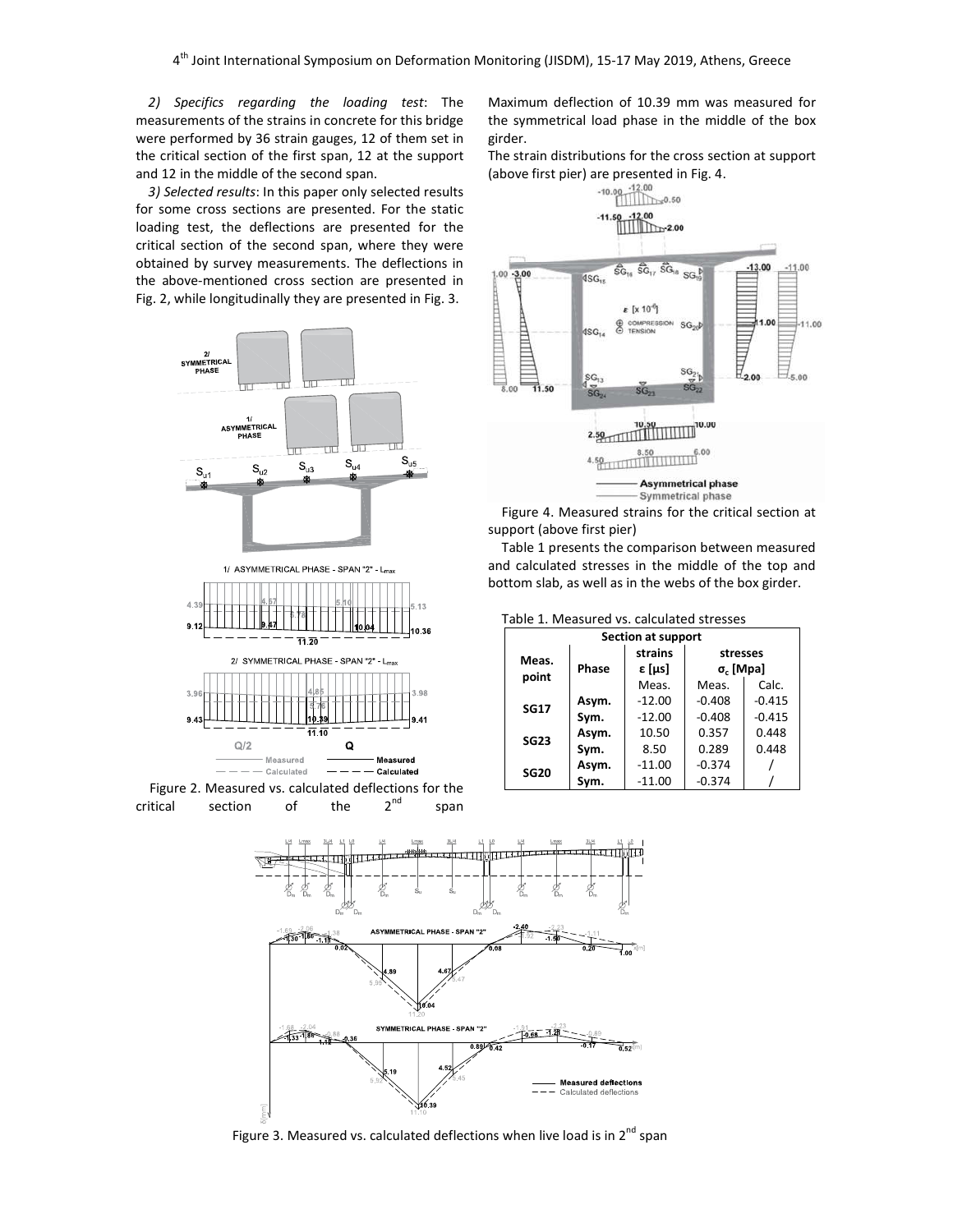*2) Specifics regarding the loading test*: The measurements of the strains in concrete for this bridge were performed by 36 strain gauges, 12 of them set in the critical section of the first span, 12 at the support and 12 in the middle of the second span.

*3) Selected results*: In this paper only selected results for some cross sections are presented. For the static loading test, the deflections are presented for the critical section of the second span, where they were obtained by survey measurements. The deflections in the above-mentioned cross section are presented in Fig. 2, while longitudinally they are presented in Fig. 3.

Figure 2. Measured vs. calculated deflections for the critical section of the 2nd span

Maximum deflection of 10.39 mm was measured for the symmetrical load phase in the middle of the box girder.

The strain distributions for the cross section at support (above first pier) are presented in Fig. 4.

Figure 4. Measured strains for the critical section at support (above first pier)

Table 1 presents the comparison between measured and calculated stresses in the middle of the top and bottom slab, as well as in the webs of the box girder.

Table 1. Measured vs. calculated stresses

| Section at support | | | | |
|---|---|---|---|---|
| Meas. point | Phase | strains $\varepsilon$ [$\mu$s] | stresses $\sigma_c$ [Mpa] | |
| | | Meas. | Meas. | Calc. |
| SG17 | Asym. | -12.00 | -0.408 | -0.415 |
| | Sym. | -12.00 | -0.408 | -0.415 |
| SG23 | Asym. | 10.50 | 0.357 | 0.448 |
| | Sym. | 8.50 | 0.289 | 0.448 |
| SG20 | Asym. | -11.00 | -0.374 | / |
| | Sym. | -11.00 | -0.374 | / |

Figure 3. Measured vs. calculated deflections when live load is in 2nd span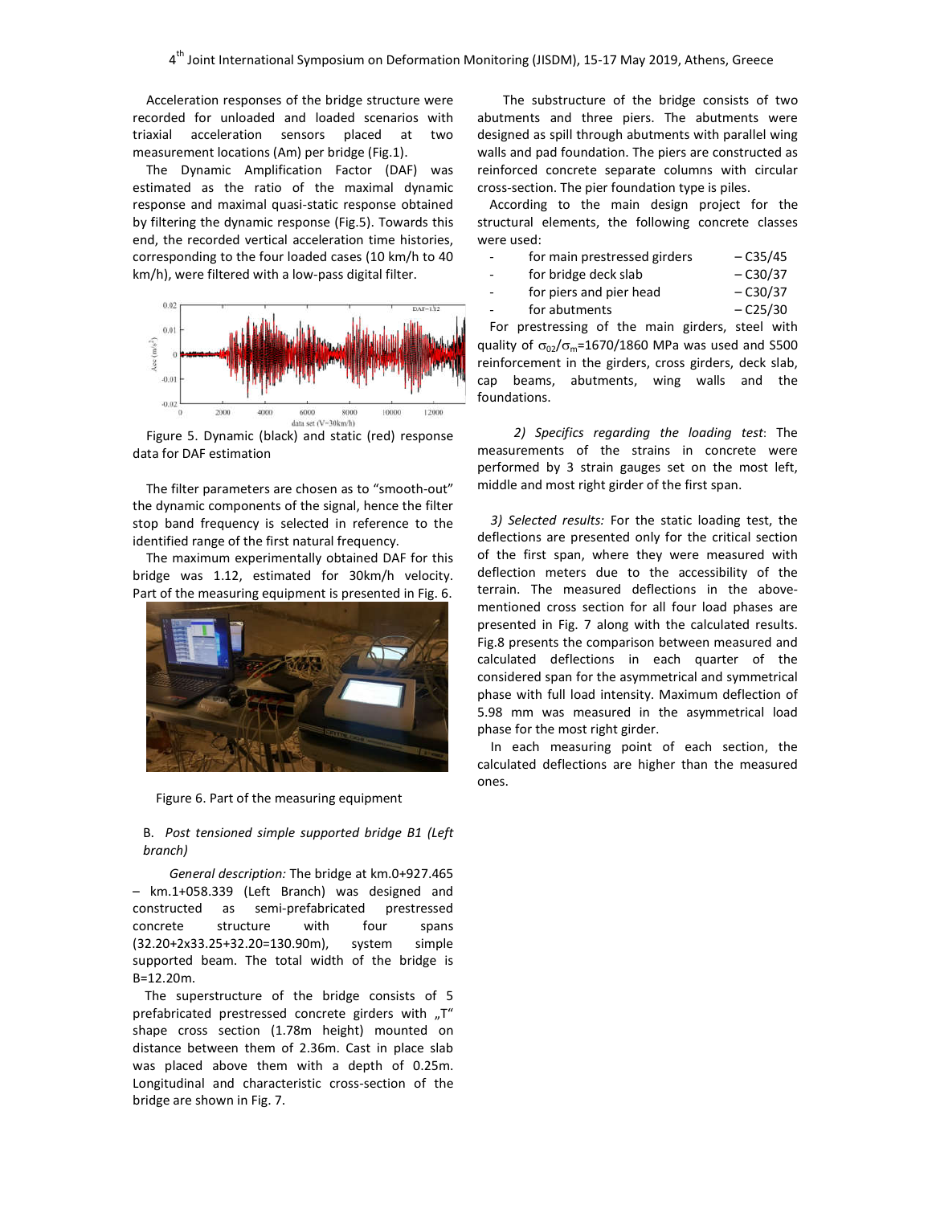Acceleration responses of the bridge structure were recorded for unloaded and loaded scenarios with triaxial acceleration sensors placed at two measurement locations (Am) per bridge (Fig.1).

The Dynamic Amplification Factor (DAF) was estimated as the ratio of the maximal dynamic response and maximal quasi-static response obtained by filtering the dynamic response (Fig.5). Towards this end, the recorded vertical acceleration time histories, corresponding to the four loaded cases (10 km/h to 40 km/h), were filtered with a low-pass digital filter.

Figure 5. Dynamic (black) and static (red) response data for DAF estimation

The filter parameters are chosen as to "smooth-out" the dynamic components of the signal, hence the filter stop band frequency is selected in reference to the identified range of the first natural frequency.

The maximum experimentally obtained DAF for this bridge was 1.12, estimated for 30km/h velocity. Part of the measuring equipment is presented in Fig. 6.

Figure 6. Part of the measuring equipment

B. *Post tensioned simple supported bridge B1 (Left branch)*

*General description:* The bridge at km.0+927.465 – km.1+058.339 (Left Branch) was designed and constructed as semi-prefabricated prestressed concrete structure with four spans (32.20+2x33.25+32.20=130.90m), system simple supported beam. The total width of the bridge is B=12.20m.

The superstructure of the bridge consists of 5 prefabricated prestressed concrete girders with „T" shape cross section (1.78m height) mounted on distance between them of 2.36m. Cast in place slab was placed above them with a depth of 0.25m. Longitudinal and characteristic cross-section of the bridge are shown in Fig. 7.

The substructure of the bridge consists of two abutments and three piers. The abutments were designed as spill through abutments with parallel wing walls and pad foundation. The piers are constructed as reinforced concrete separate columns with circular cross-section. The pier foundation type is piles.

According to the main design project for the structural elements, the following concrete classes were used:

- for main prestressed girders – C35/45
- for bridge deck slab – C30/37
- for piers and pier head – C30/37
- for abutments – C25/30

For prestressing of the main girders, steel with quality of $\sigma_{02}/\sigma_m$=1670/1860 MPa was used and S500 reinforcement in the girders, cross girders, deck slab, cap beams, abutments, wing walls and the foundations.

*2) Specifics regarding the loading test*: The measurements of the strains in concrete were performed by 3 strain gauges set on the most left, middle and most right girder of the first span.

*3) Selected results:* For the static loading test, the deflections are presented only for the critical section of the first span, where they were measured with deflection meters due to the accessibility of the terrain. The measured deflections in the above-mentioned cross section for all four load phases are presented in Fig. 7 along with the calculated results. Fig.8 presents the comparison between measured and calculated deflections in each quarter of the considered span for the asymmetrical and symmetrical phase with full load intensity. Maximum deflection of 5.98 mm was measured in the asymmetrical load phase for the most right girder.

In each measuring point of each section, the calculated deflections are higher than the measured ones.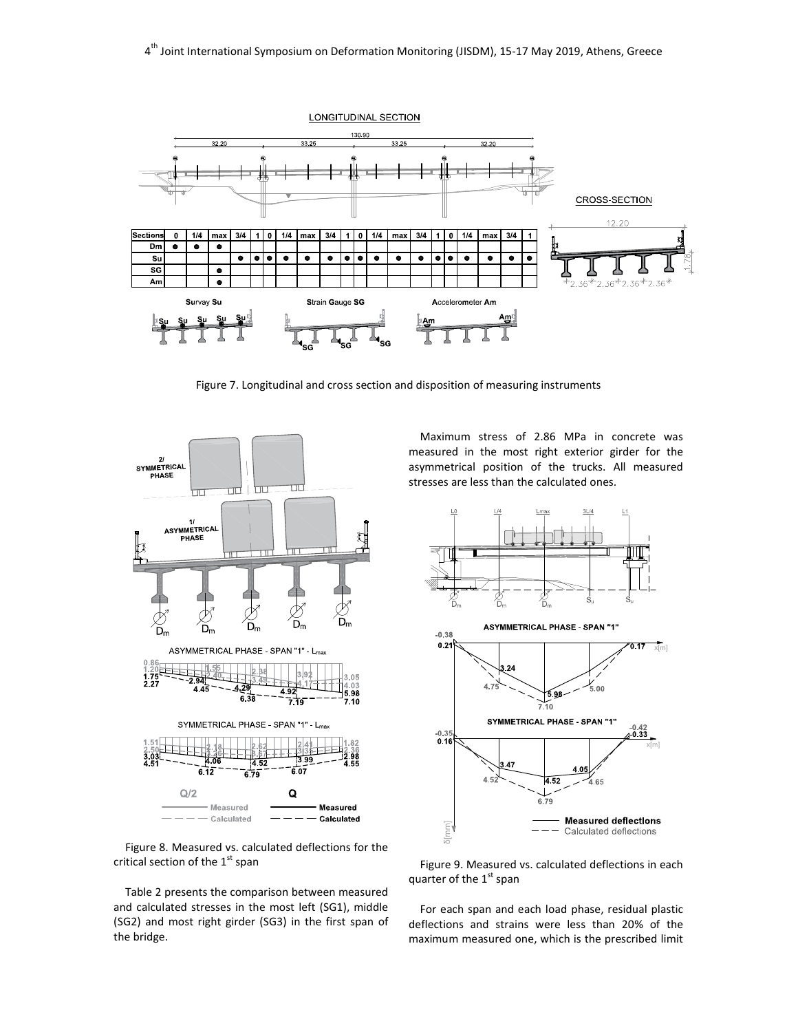Figure 7. Longitudinal and cross section and disposition of measuring instruments

Figure 8. Measured vs. calculated deflections for the critical section of the 1st span

Table 2 presents the comparison between measured and calculated stresses in the most left (SG1), middle (SG2) and most right girder (SG3) in the first span of the bridge.

Maximum stress of 2.86 MPa in concrete was measured in the most right exterior girder for the asymmetrical position of the trucks. All measured stresses are less than the calculated ones.

Figure 9. Measured vs. calculated deflections in each quarter of the 1st span

For each span and each load phase, residual plastic deflections and strains were less than 20% of the maximum measured one, which is the prescribed limit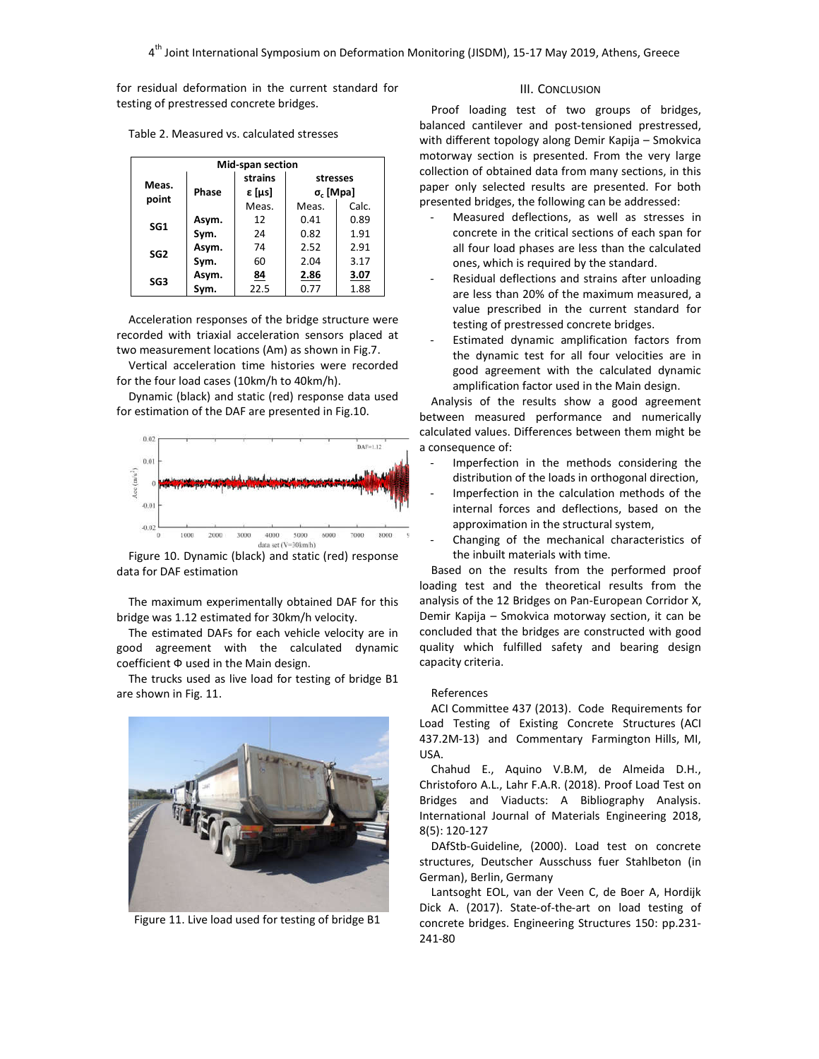for residual deformation in the current standard for testing of prestressed concrete bridges.

Table 2. Measured vs. calculated stresses

| Mid-span section | | | | |
|---|---|---|---|---|
| Meas. point | Phase | strains ε [μs] | stresses $\sigma_c$ [Mpa] | |
| | | Meas. | Meas. | Calc. |
| SG1 | Asym. | 12 | 0.41 | 0.89 |
| | Sym. | 24 | 0.82 | 1.91 |
| SG2 | Asym. | 74 | 2.52 | 2.91 |
| | Sym. | 60 | 2.04 | 3.17 |
| SG3 | Asym. | **84** | **2.86** | **3.07** |
| | Sym. | 22.5 | 0.77 | 1.88 |

Acceleration responses of the bridge structure were recorded with triaxial acceleration sensors placed at two measurement locations (Am) as shown in Fig.7.

Vertical acceleration time histories were recorded for the four load cases (10km/h to 40km/h).

Dynamic (black) and static (red) response data used for estimation of the DAF are presented in Fig.10.

Figure 10. Dynamic (black) and static (red) response data for DAF estimation

The maximum experimentally obtained DAF for this bridge was 1.12 estimated for 30km/h velocity.

The estimated DAFs for each vehicle velocity are in good agreement with the calculated dynamic coefficient Φ used in the Main design.

The trucks used as live load for testing of bridge B1 are shown in Fig. 11.

Figure 11. Live load used for testing of bridge B1

## III. Conclusion

Proof loading test of two groups of bridges, balanced cantilever and post-tensioned prestressed, with different topology along Demir Kapija – Smokvica motorway section is presented. From the very large collection of obtained data from many sections, in this paper only selected results are presented. For both presented bridges, the following can be addressed:

- Measured deflections, as well as stresses in concrete in the critical sections of each span for all four load phases are less than the calculated ones, which is required by the standard.
- Residual deflections and strains after unloading are less than 20% of the maximum measured, a value prescribed in the current standard for testing of prestressed concrete bridges.
- Estimated dynamic amplification factors from the dynamic test for all four velocities are in good agreement with the calculated dynamic amplification factor used in the Main design.

Analysis of the results show a good agreement between measured performance and numerically calculated values. Differences between them might be a consequence of:

- Imperfection in the methods considering the distribution of the loads in orthogonal direction,
- Imperfection in the calculation methods of the internal forces and deflections, based on the approximation in the structural system,
- Changing of the mechanical characteristics of the inbuilt materials with time.

Based on the results from the performed proof loading test and the theoretical results from the analysis of the 12 Bridges on Pan-European Corridor X, Demir Kapija – Smokvica motorway section, it can be concluded that the bridges are constructed with good quality which fulfilled safety and bearing design capacity criteria.

References

ACI Committee 437 (2013). Code Requirements for Load Testing of Existing Concrete Structures (ACI 437.2M-13) and Commentary Farmington Hills, MI, USA.

Chahud E., Aquino V.B.M, de Almeida D.H., Christoforo A.L., Lahr F.A.R. (2018). Proof Load Test on Bridges and Viaducts: A Bibliography Analysis. International Journal of Materials Engineering 2018, 8(5): 120-127

DAfStb-Guideline, (2000). Load test on concrete structures, Deutscher Ausschuss fuer Stahlbeton (in German), Berlin, Germany

Lantsoght EOL, van der Veen C, de Boer A, Hordijk Dick A. (2017). State-of-the-art on load testing of concrete bridges. Engineering Structures 150: pp.231-241-80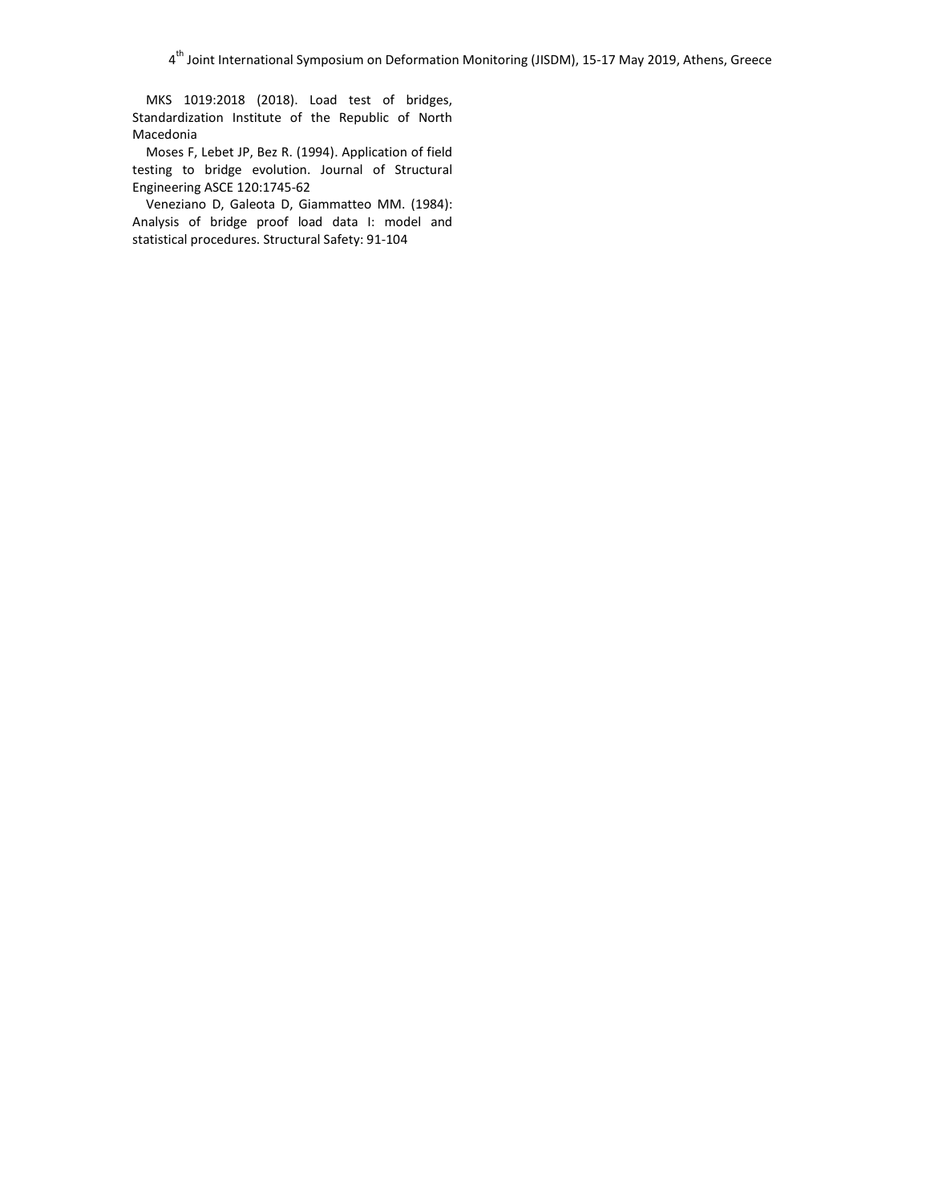MKS 1019:2018 (2018). Load test of bridges, Standardization Institute of the Republic of North Macedonia

Moses F, Lebet JP, Bez R. (1994). Application of field testing to bridge evolution. Journal of Structural Engineering ASCE 120:1745-62

Veneziano D, Galeota D, Giammatteo MM. (1984): Analysis of bridge proof load data I: model and statistical procedures. Structural Safety: 91-104